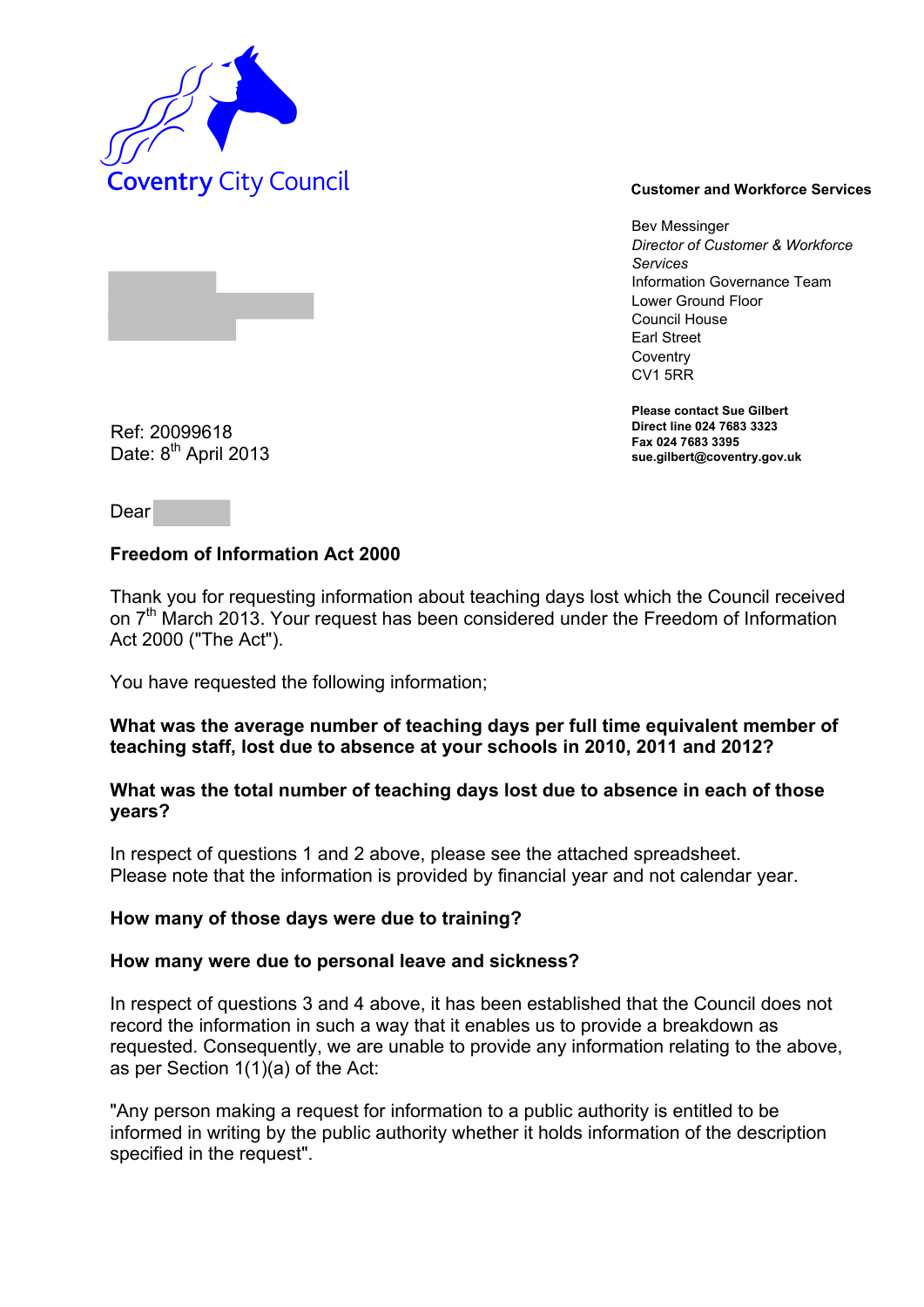Coventry City Council

**Customer and Workforce Services**

Bev Messinger
*Director of Customer & Workforce Services*
Information Governance Team
Lower Ground Floor
Council House
Earl Street
Coventry
CV1 5RR

**Please contact Sue Gilbert**
**Direct line 024 7683 3323**
**Fax 024 7683 3395**
**sue.gilbert@coventry.gov.uk**

Ref: 20099618
Date: 8th April 2013

Dear

**Freedom of Information Act 2000**

Thank you for requesting information about teaching days lost which the Council received on 7th March 2013. Your request has been considered under the Freedom of Information Act 2000 ("The Act").

You have requested the following information;

**What was the average number of teaching days per full time equivalent member of teaching staff, lost due to absence at your schools in 2010, 2011 and 2012?**

**What was the total number of teaching days lost due to absence in each of those years?**

In respect of questions 1 and 2 above, please see the attached spreadsheet.
Please note that the information is provided by financial year and not calendar year.

**How many of those days were due to training?**

**How many were due to personal leave and sickness?**

In respect of questions 3 and 4 above, it has been established that the Council does not record the information in such a way that it enables us to provide a breakdown as requested. Consequently, we are unable to provide any information relating to the above, as per Section 1(1)(a) of the Act:

"Any person making a request for information to a public authority is entitled to be informed in writing by the public authority whether it holds information of the description specified in the request".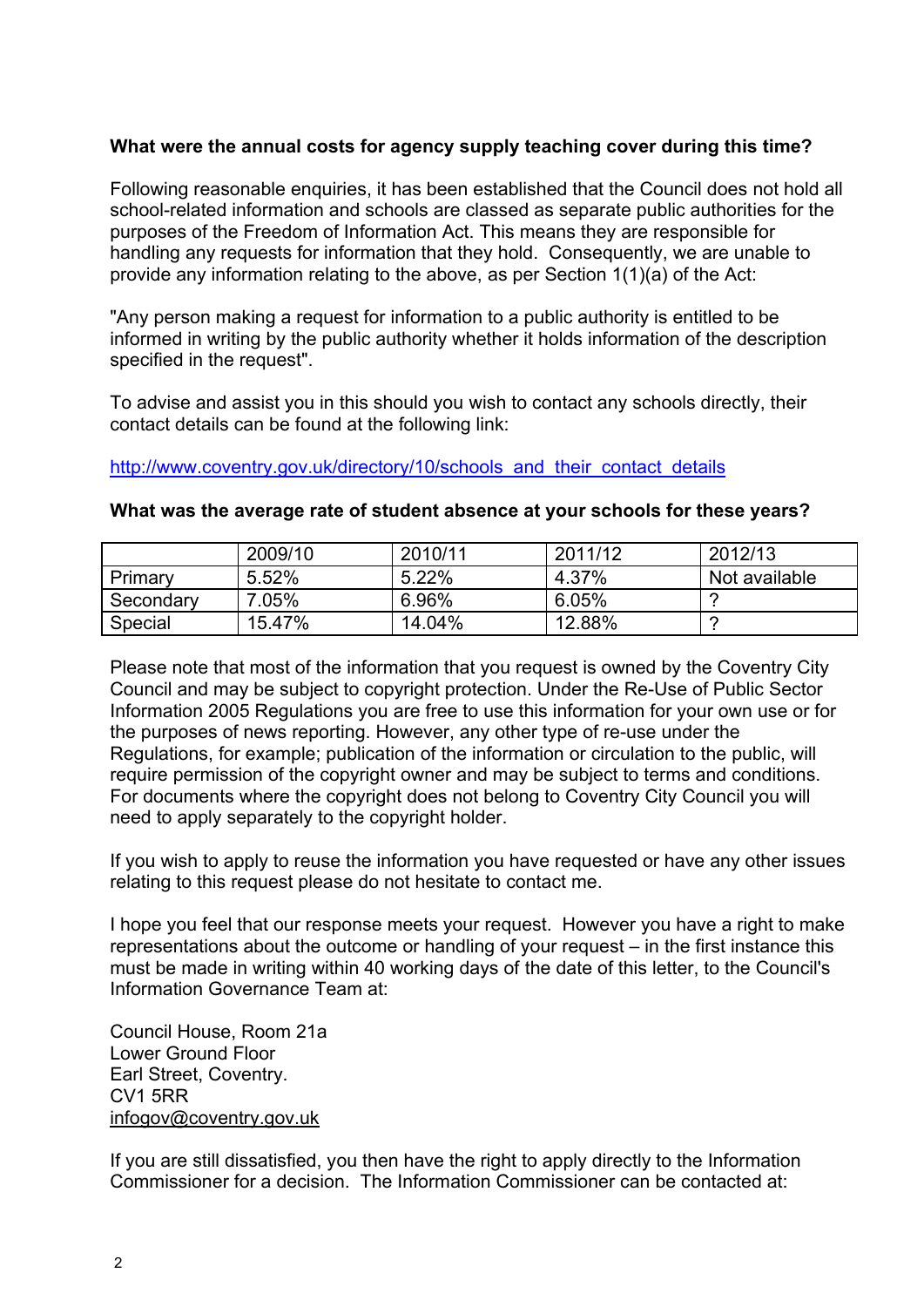**What were the annual costs for agency supply teaching cover during this time?**

Following reasonable enquiries, it has been established that the Council does not hold all school-related information and schools are classed as separate public authorities for the purposes of the Freedom of Information Act. This means they are responsible for handling any requests for information that they hold. Consequently, we are unable to provide any information relating to the above, as per Section 1(1)(a) of the Act:

"Any person making a request for information to a public authority is entitled to be informed in writing by the public authority whether it holds information of the description specified in the request".

To advise and assist you in this should you wish to contact any schools directly, their contact details can be found at the following link:

http://www.coventry.gov.uk/directory/10/schools_and_their_contact_details

**What was the average rate of student absence at your schools for these years?**

| | 2009/10 | 2010/11 | 2011/12 | 2012/13 |
|---|---|---|---|---|
| Primary | 5.52% | 5.22% | 4.37% | Not available |
| Secondary | 7.05% | 6.96% | 6.05% | ? |
| Special | 15.47% | 14.04% | 12.88% | ? |

Please note that most of the information that you request is owned by the Coventry City Council and may be subject to copyright protection. Under the Re-Use of Public Sector Information 2005 Regulations you are free to use this information for your own use or for the purposes of news reporting. However, any other type of re-use under the Regulations, for example; publication of the information or circulation to the public, will require permission of the copyright owner and may be subject to terms and conditions. For documents where the copyright does not belong to Coventry City Council you will need to apply separately to the copyright holder.

If you wish to apply to reuse the information you have requested or have any other issues relating to this request please do not hesitate to contact me.

I hope you feel that our response meets your request. However you have a right to make representations about the outcome or handling of your request – in the first instance this must be made in writing within 40 working days of the date of this letter, to the Council's Information Governance Team at:

Council House, Room 21a
Lower Ground Floor
Earl Street, Coventry.
CV1 5RR
infogov@coventry.gov.uk

If you are still dissatisfied, you then have the right to apply directly to the Information Commissioner for a decision. The Information Commissioner can be contacted at: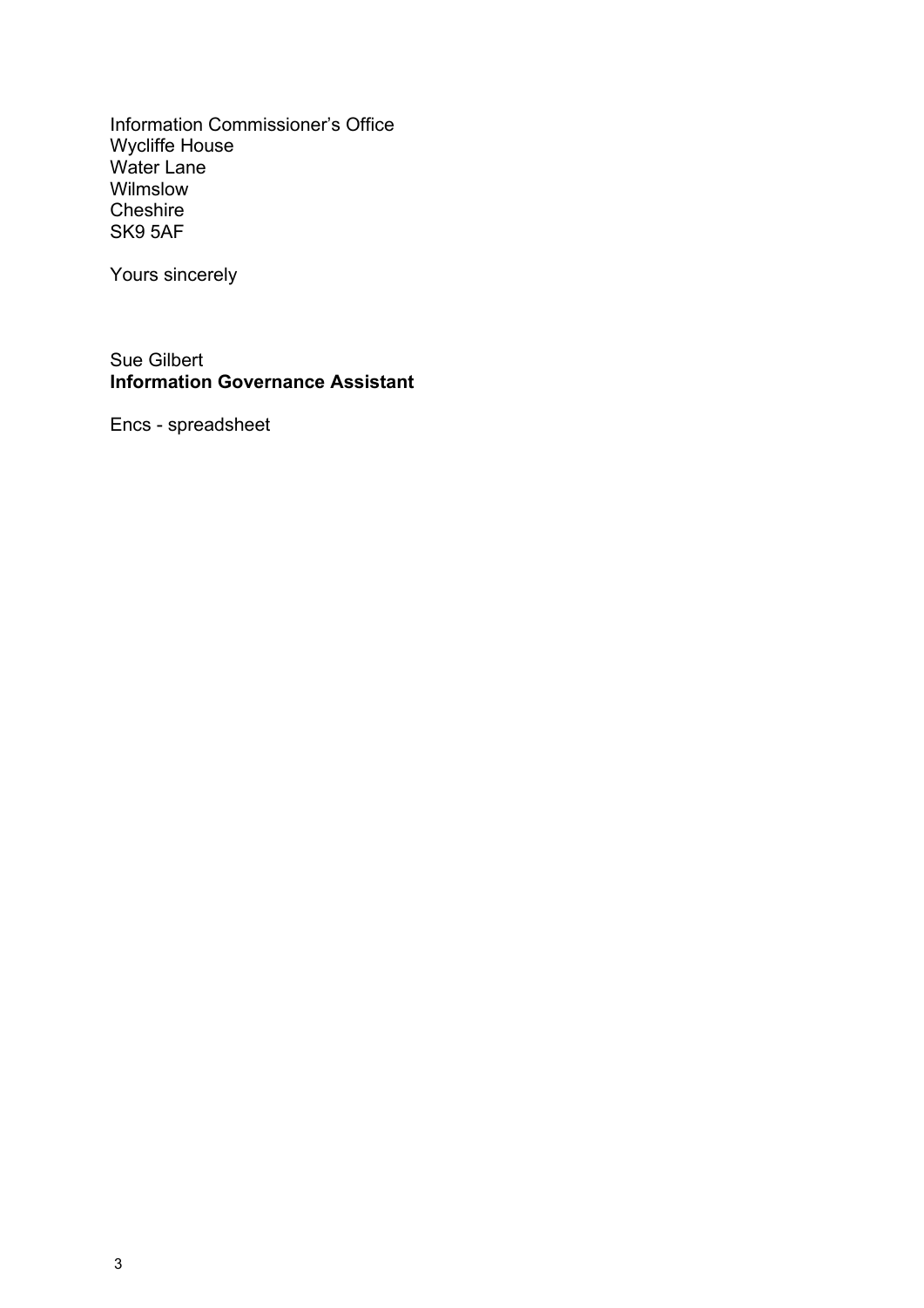Information Commissioner's Office
Wycliffe House
Water Lane
Wilmslow
Cheshire
SK9 5AF

Yours sincerely

Sue Gilbert
**Information Governance Assistant**

Encs - spreadsheet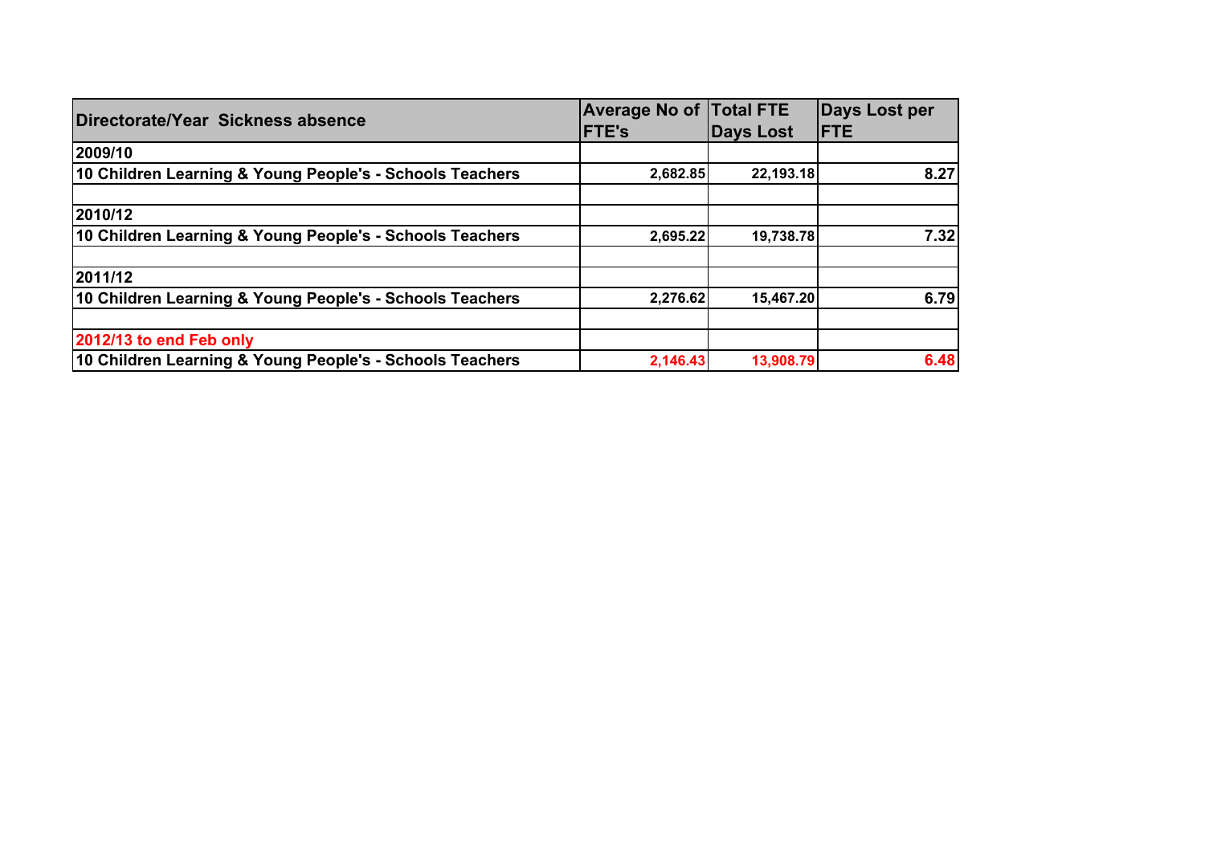| Directorate/Year Sickness absence | Average No of FTE's | Total FTE Days Lost | Days Lost per FTE |
|---|---|---|---|
| **2009/10** | | | |
| **10 Children Learning & Young People's - Schools Teachers** | 2,682.85 | 22,193.18 | 8.27 |
| | | | |
| **2010/12** | | | |
| **10 Children Learning & Young People's - Schools Teachers** | 2,695.22 | 19,738.78 | 7.32 |
| | | | |
| **2011/12** | | | |
| **10 Children Learning & Young People's - Schools Teachers** | 2,276.62 | 15,467.20 | 6.79 |
| | | | |
| **2012/13 to end Feb only** | | | |
| **10 Children Learning & Young People's - Schools Teachers** | 2,146.43 | 13,908.79 | 6.48 |